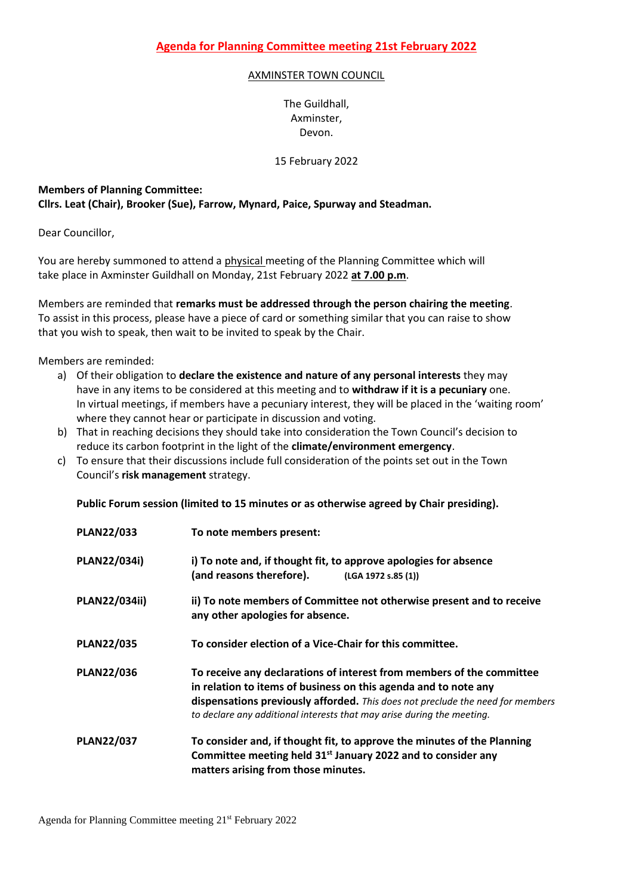# **Agenda for Planning Committee meeting 21st February 2022**

AXMINSTER TOWN COUNCIL

The Guildhall,
Axminster,
Devon.

15 February 2022

**Members of Planning Committee:**
**Cllrs. Leat (Chair), Brooker (Sue), Farrow, Mynard, Paice, Spurway and Steadman.**

Dear Councillor,

You are hereby summoned to attend a physical meeting of the Planning Committee which will take place in Axminster Guildhall on Monday, 21st February 2022 **at 7.00 p.m**.

Members are reminded that **remarks must be addressed through the person chairing the meeting**. To assist in this process, please have a piece of card or something similar that you can raise to show that you wish to speak, then wait to be invited to speak by the Chair.

Members are reminded:

a) Of their obligation to **declare the existence and nature of any personal interests** they may have in any items to be considered at this meeting and to **withdraw if it is a pecuniary** one. In virtual meetings, if members have a pecuniary interest, they will be placed in the 'waiting room' where they cannot hear or participate in discussion and voting.
b) That in reaching decisions they should take into consideration the Town Council's decision to reduce its carbon footprint in the light of the **climate/environment emergency**.
c) To ensure that their discussions include full consideration of the points set out in the Town Council's **risk management** strategy.

**Public Forum session (limited to 15 minutes or as otherwise agreed by Chair presiding).**

| | |
|---|---|
| **PLAN22/033** | **To note members present:** |
| **PLAN22/034i)** | **i) To note and, if thought fit, to approve apologies for absence (and reasons therefore).** **(LGA 1972 s.85 (1))** |
| **PLAN22/034ii)** | **ii) To note members of Committee not otherwise present and to receive any other apologies for absence.** |
| **PLAN22/035** | **To consider election of a Vice-Chair for this committee.** |
| **PLAN22/036** | **To receive any declarations of interest from members of the committee in relation to items of business on this agenda and to note any dispensations previously afforded.** *This does not preclude the need for members to declare any additional interests that may arise during the meeting.* |
| **PLAN22/037** | **To consider and, if thought fit, to approve the minutes of the Planning Committee meeting held 31st January 2022 and to consider any matters arising from those minutes.** |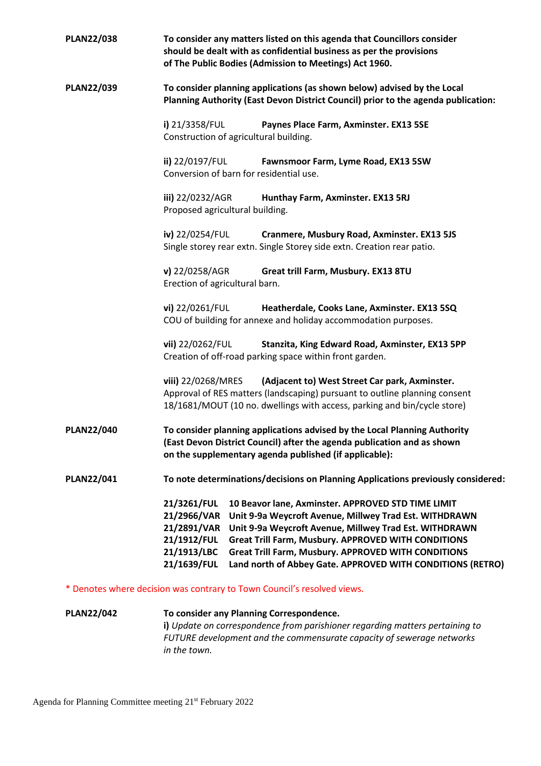**PLAN22/038** **To consider any matters listed on this agenda that Councillors consider should be dealt with as confidential business as per the provisions of The Public Bodies (Admission to Meetings) Act 1960.**

**PLAN22/039** **To consider planning applications (as shown below) advised by the Local Planning Authority (East Devon District Council) prior to the agenda publication:**

**i)** 21/3358/FUL **Paynes Place Farm, Axminster. EX13 5SE**
Construction of agricultural building.

**ii)** 22/0197/FUL **Fawnsmoor Farm, Lyme Road, EX13 5SW**
Conversion of barn for residential use.

**iii)** 22/0232/AGR **Hunthay Farm, Axminster. EX13 5RJ**
Proposed agricultural building.

**iv)** 22/0254/FUL **Cranmere, Musbury Road, Axminster. EX13 5JS**
Single storey rear extn. Single Storey side extn. Creation rear patio.

**v)** 22/0258/AGR **Great trill Farm, Musbury. EX13 8TU**
Erection of agricultural barn.

**vi)** 22/0261/FUL **Heatherdale, Cooks Lane, Axminster. EX13 5SQ**
COU of building for annexe and holiday accommodation purposes.

**vii)** 22/0262/FUL **Stanzita, King Edward Road, Axminster, EX13 5PP**
Creation of off-road parking space within front garden.

**viii)** 22/0268/MRES **(Adjacent to) West Street Car park, Axminster.**
Approval of RES matters (landscaping) pursuant to outline planning consent 18/1681/MOUT (10 no. dwellings with access, parking and bin/cycle store)

**PLAN22/040** **To consider planning applications advised by the Local Planning Authority (East Devon District Council) after the agenda publication and as shown on the supplementary agenda published (if applicable):**

**PLAN22/041** **To note determinations/decisions on Planning Applications previously considered:**

**21/3261/FUL** **10 Beavor lane, Axminster. APPROVED STD TIME LIMIT**
**21/2966/VAR** **Unit 9-9a Weycroft Avenue, Millwey Trad Est. WITHDRAWN**
**21/2891/VAR** **Unit 9-9a Weycroft Avenue, Millwey Trad Est. WITHDRAWN**
**21/1912/FUL** **Great Trill Farm, Musbury. APPROVED WITH CONDITIONS**
**21/1913/LBC** **Great Trill Farm, Musbury. APPROVED WITH CONDITIONS**
**21/1639/FUL** **Land north of Abbey Gate. APPROVED WITH CONDITIONS (RETRO)**

* Denotes where decision was contrary to Town Council's resolved views.

**PLAN22/042** **To consider any Planning Correspondence.**
**i)** *Update on correspondence from parishioner regarding matters pertaining to FUTURE development and the commensurate capacity of sewerage networks in the town.*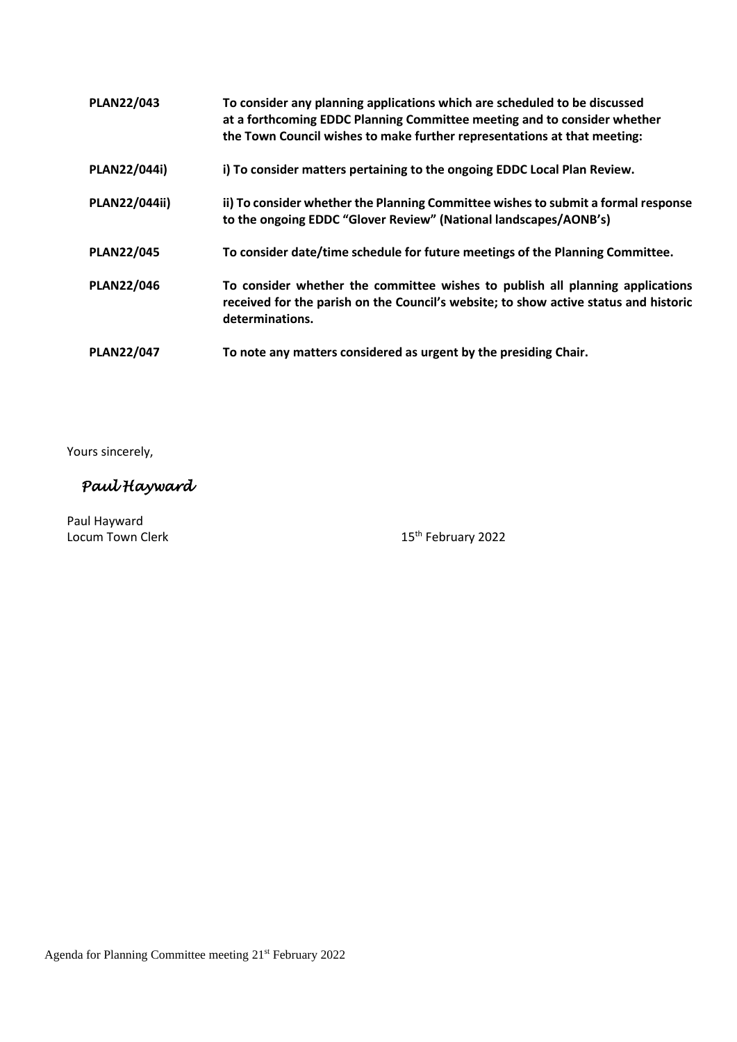**PLAN22/043** **To consider any planning applications which are scheduled to be discussed at a forthcoming EDDC Planning Committee meeting and to consider whether the Town Council wishes to make further representations at that meeting:**

**PLAN22/044i)** **i) To consider matters pertaining to the ongoing EDDC Local Plan Review.**

**PLAN22/044ii)** **ii) To consider whether the Planning Committee wishes to submit a formal response to the ongoing EDDC "Glover Review" (National landscapes/AONB's)**

**PLAN22/045** **To consider date/time schedule for future meetings of the Planning Committee.**

**PLAN22/046** **To consider whether the committee wishes to publish all planning applications received for the parish on the Council's website; to show active status and historic determinations.**

**PLAN22/047** **To note any matters considered as urgent by the presiding Chair.**

Yours sincerely,

*Paul Hayward*

Paul Hayward
Locum Town Clerk

15th February 2022